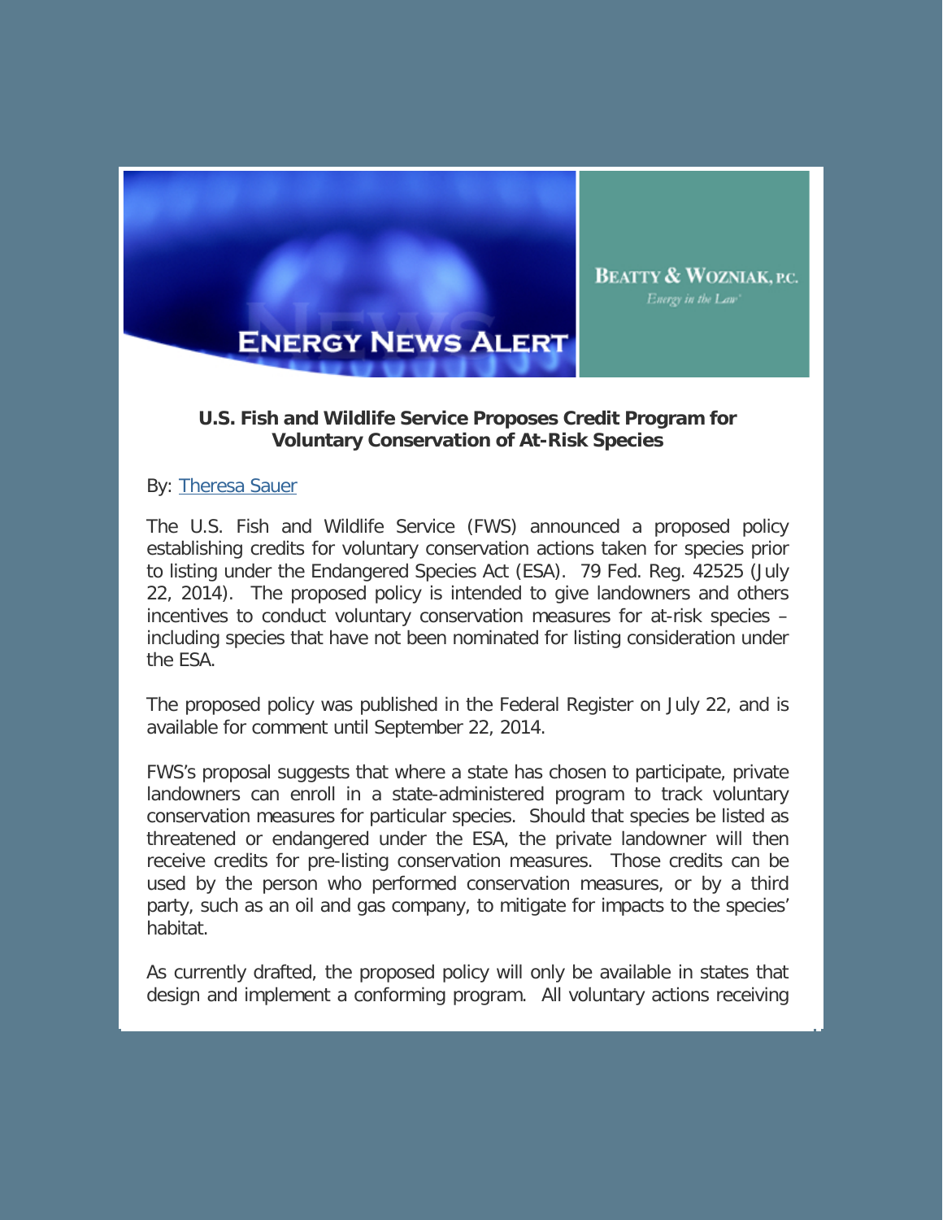ENERGY NEWS ALERT

BEATTY & WOZNIAK, P.C.

*Energy in the Law*

**U.S. Fish and Wildlife Service Proposes Credit Program for Voluntary Conservation of At-Risk Species**

By: Theresa Sauer

The U.S. Fish and Wildlife Service (FWS) announced a proposed policy establishing credits for voluntary conservation actions taken for species prior to listing under the Endangered Species Act (ESA). 79 Fed. Reg. 42525 (July 22, 2014). The proposed policy is intended to give landowners and others incentives to conduct voluntary conservation measures for at-risk species – including species that have not been nominated for listing consideration under the ESA.

The proposed policy was published in the Federal Register on July 22, and is available for comment until September 22, 2014.

FWS's proposal suggests that where a state has chosen to participate, private landowners can enroll in a state-administered program to track voluntary conservation measures for particular species. Should that species be listed as threatened or endangered under the ESA, the private landowner will then receive credits for pre-listing conservation measures. Those credits can be used by the person who performed conservation measures, or by a third party, such as an oil and gas company, to mitigate for impacts to the species' habitat.

As currently drafted, the proposed policy will only be available in states that design and implement a conforming program. All voluntary actions receiving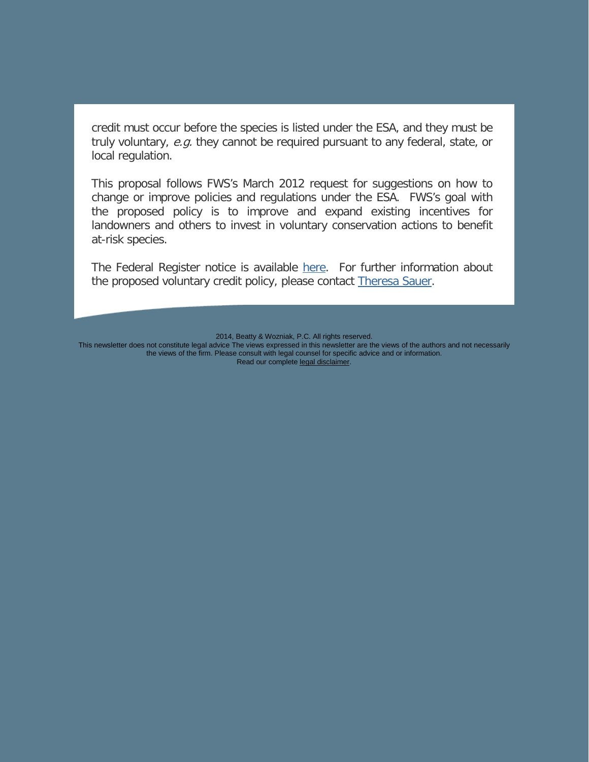credit must occur before the species is listed under the ESA, and they must be truly voluntary, *e.g.* they cannot be required pursuant to any federal, state, or local regulation.

This proposal follows FWS's March 2012 request for suggestions on how to change or improve policies and regulations under the ESA. FWS's goal with the proposed policy is to improve and expand existing incentives for landowners and others to invest in voluntary conservation actions to benefit at-risk species.

The Federal Register notice is available here. For further information about the proposed voluntary credit policy, please contact Theresa Sauer.

2014, Beatty & Wozniak, P.C. All rights reserved.
This newsletter does not constitute legal advice The views expressed in this newsletter are the views of the authors and not necessarily the views of the firm. Please consult with legal counsel for specific advice and or information.
Read our complete legal disclaimer.